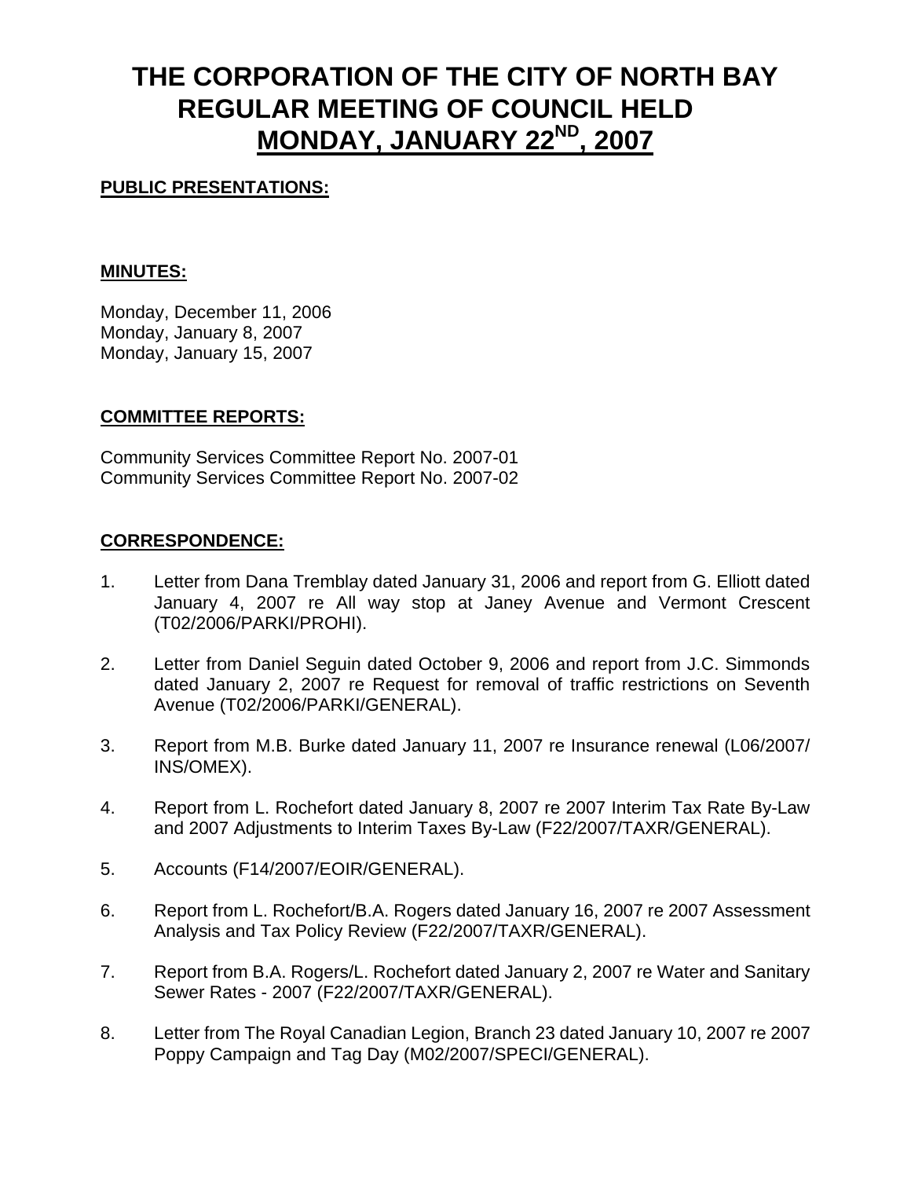# THE CORPORATION OF THE CITY OF NORTH BAY
# REGULAR MEETING OF COUNCIL HELD
# MONDAY, JANUARY 22ND, 2007

**PUBLIC PRESENTATIONS:**

**MINUTES:**

Monday, December 11, 2006
Monday, January 8, 2007
Monday, January 15, 2007

**COMMITTEE REPORTS:**

Community Services Committee Report No. 2007-01
Community Services Committee Report No. 2007-02

**CORRESPONDENCE:**

1. Letter from Dana Tremblay dated January 31, 2006 and report from G. Elliott dated January 4, 2007 re All way stop at Janey Avenue and Vermont Crescent (T02/2006/PARKI/PROHI).

2. Letter from Daniel Seguin dated October 9, 2006 and report from J.C. Simmonds dated January 2, 2007 re Request for removal of traffic restrictions on Seventh Avenue (T02/2006/PARKI/GENERAL).

3. Report from M.B. Burke dated January 11, 2007 re Insurance renewal (L06/2007/INS/OMEX).

4. Report from L. Rochefort dated January 8, 2007 re 2007 Interim Tax Rate By-Law and 2007 Adjustments to Interim Taxes By-Law (F22/2007/TAXR/GENERAL).

5. Accounts (F14/2007/EOIR/GENERAL).

6. Report from L. Rochefort/B.A. Rogers dated January 16, 2007 re 2007 Assessment Analysis and Tax Policy Review (F22/2007/TAXR/GENERAL).

7. Report from B.A. Rogers/L. Rochefort dated January 2, 2007 re Water and Sanitary Sewer Rates - 2007 (F22/2007/TAXR/GENERAL).

8. Letter from The Royal Canadian Legion, Branch 23 dated January 10, 2007 re 2007 Poppy Campaign and Tag Day (M02/2007/SPECI/GENERAL).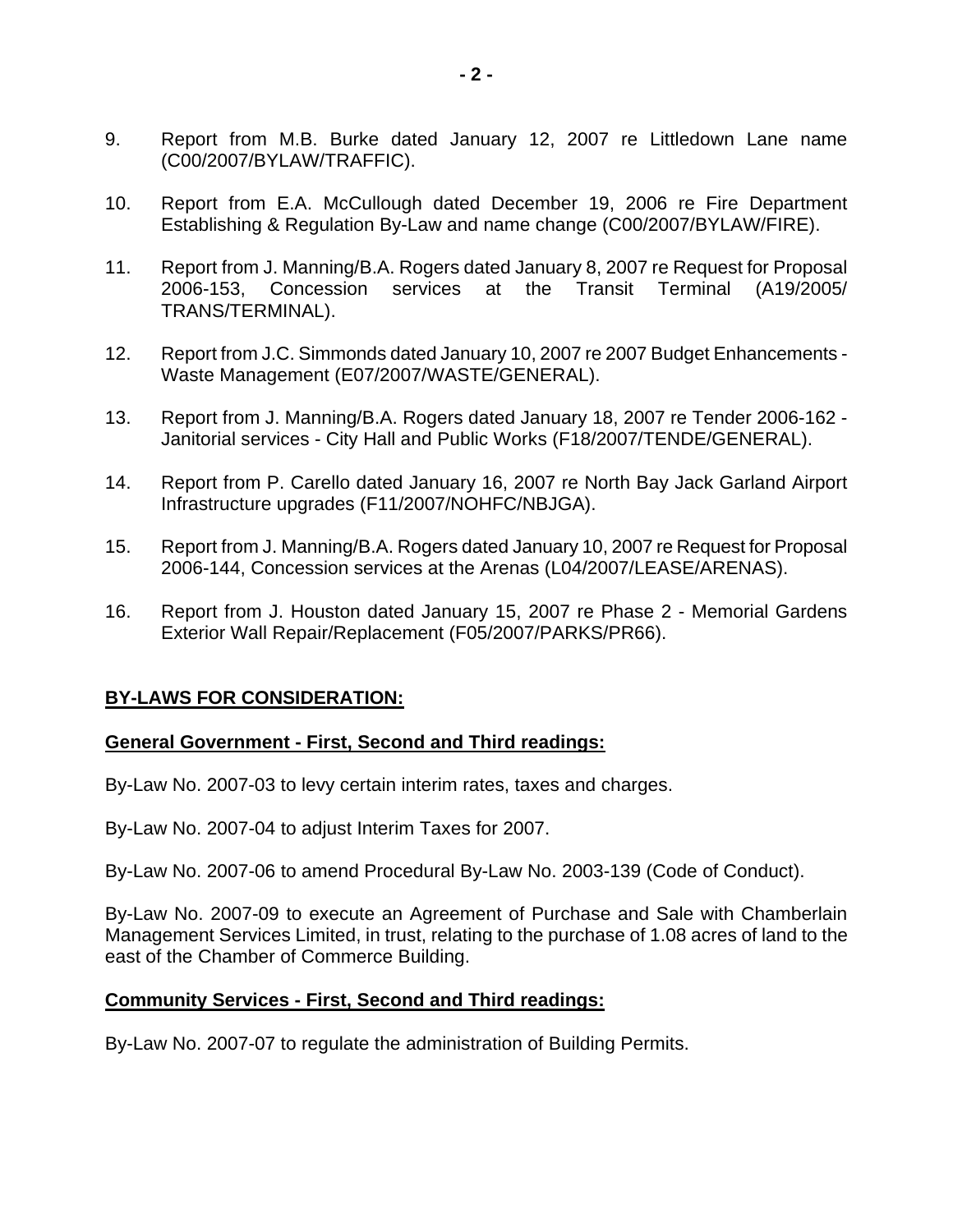9. Report from M.B. Burke dated January 12, 2007 re Littledown Lane name (C00/2007/BYLAW/TRAFFIC).

10. Report from E.A. McCullough dated December 19, 2006 re Fire Department Establishing & Regulation By-Law and name change (C00/2007/BYLAW/FIRE).

11. Report from J. Manning/B.A. Rogers dated January 8, 2007 re Request for Proposal 2006-153, Concession services at the Transit Terminal (A19/2005/ TRANS/TERMINAL).

12. Report from J.C. Simmonds dated January 10, 2007 re 2007 Budget Enhancements - Waste Management (E07/2007/WASTE/GENERAL).

13. Report from J. Manning/B.A. Rogers dated January 18, 2007 re Tender 2006-162 - Janitorial services - City Hall and Public Works (F18/2007/TENDE/GENERAL).

14. Report from P. Carello dated January 16, 2007 re North Bay Jack Garland Airport Infrastructure upgrades (F11/2007/NOHFC/NBJGA).

15. Report from J. Manning/B.A. Rogers dated January 10, 2007 re Request for Proposal 2006-144, Concession services at the Arenas (L04/2007/LEASE/ARENAS).

16. Report from J. Houston dated January 15, 2007 re Phase 2 - Memorial Gardens Exterior Wall Repair/Replacement (F05/2007/PARKS/PR66).

**BY-LAWS FOR CONSIDERATION:**

**General Government - First, Second and Third readings:**

By-Law No. 2007-03 to levy certain interim rates, taxes and charges.

By-Law No. 2007-04 to adjust Interim Taxes for 2007.

By-Law No. 2007-06 to amend Procedural By-Law No. 2003-139 (Code of Conduct).

By-Law No. 2007-09 to execute an Agreement of Purchase and Sale with Chamberlain Management Services Limited, in trust, relating to the purchase of 1.08 acres of land to the east of the Chamber of Commerce Building.

**Community Services - First, Second and Third readings:**

By-Law No. 2007-07 to regulate the administration of Building Permits.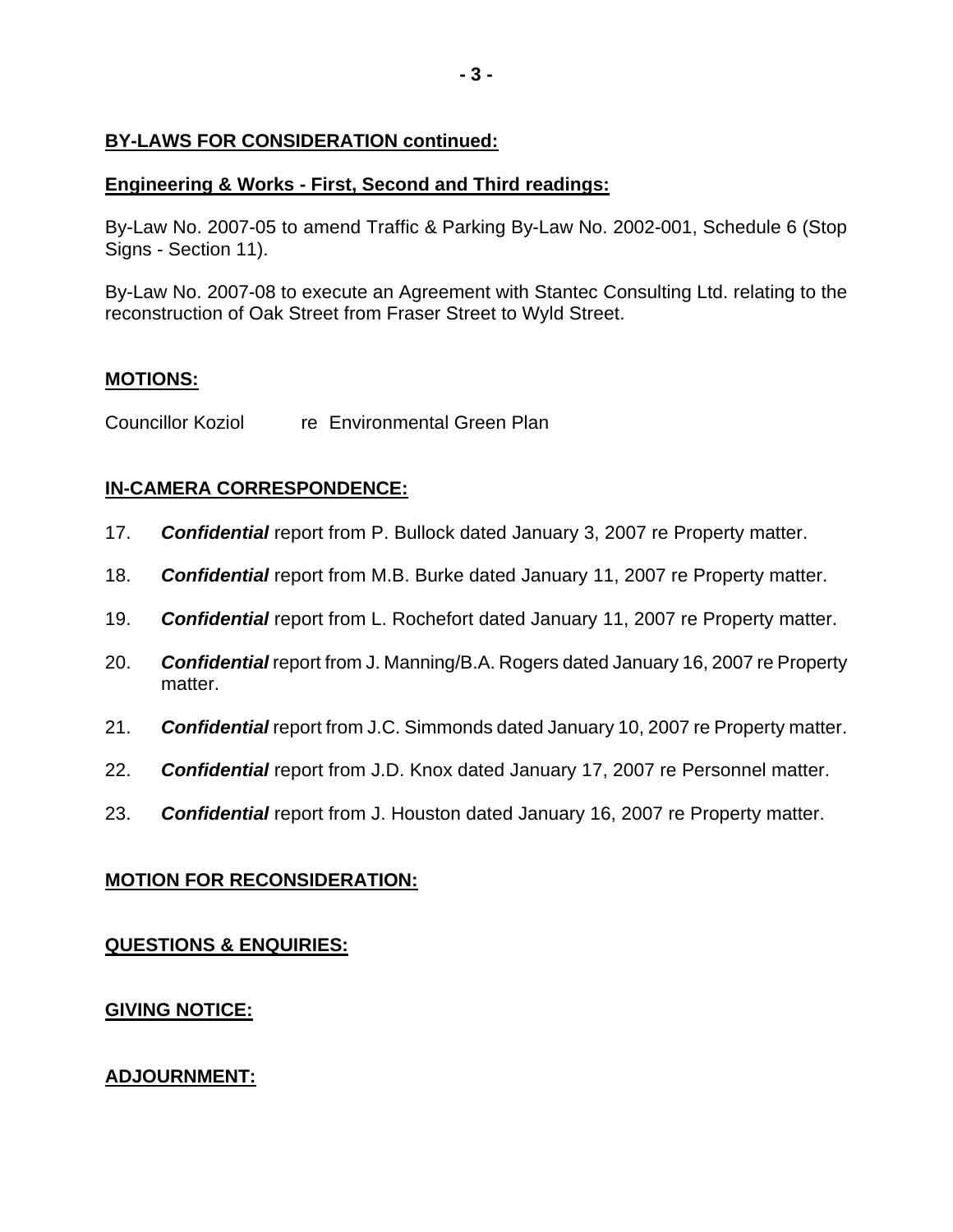**BY-LAWS FOR CONSIDERATION continued:**

**Engineering & Works - First, Second and Third readings:**

By-Law No. 2007-05 to amend Traffic & Parking By-Law No. 2002-001, Schedule 6 (Stop Signs - Section 11).

By-Law No. 2007-08 to execute an Agreement with Stantec Consulting Ltd. relating to the reconstruction of Oak Street from Fraser Street to Wyld Street.

**MOTIONS:**

Councillor Koziol re Environmental Green Plan

**IN-CAMERA CORRESPONDENCE:**

17. ***Confidential*** report from P. Bullock dated January 3, 2007 re Property matter.

18. ***Confidential*** report from M.B. Burke dated January 11, 2007 re Property matter.

19. ***Confidential*** report from L. Rochefort dated January 11, 2007 re Property matter.

20. ***Confidential*** report from J. Manning/B.A. Rogers dated January 16, 2007 re Property matter.

21. ***Confidential*** report from J.C. Simmonds dated January 10, 2007 re Property matter.

22. ***Confidential*** report from J.D. Knox dated January 17, 2007 re Personnel matter.

23. ***Confidential*** report from J. Houston dated January 16, 2007 re Property matter.

**MOTION FOR RECONSIDERATION:**

**QUESTIONS & ENQUIRIES:**

**GIVING NOTICE:**

**ADJOURNMENT:**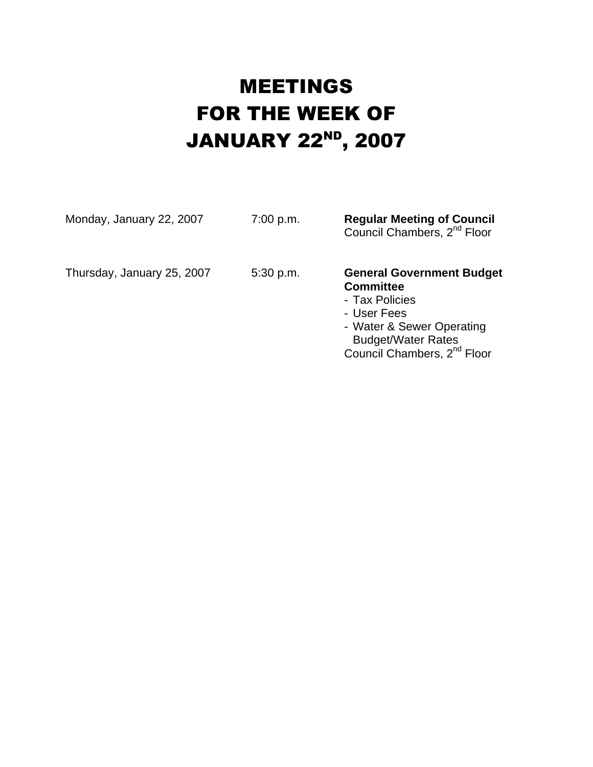# MEETINGS FOR THE WEEK OF JANUARY 22ND, 2007

| | | |
|---|---|---|
| Monday, January 22, 2007 | 7:00 p.m. | **Regular Meeting of Council**<br>Council Chambers, 2nd Floor |
| Thursday, January 25, 2007 | 5:30 p.m. | **General Government Budget Committee**<br>- Tax Policies<br>- User Fees<br>- Water & Sewer Operating Budget/Water Rates<br>Council Chambers, 2nd Floor |